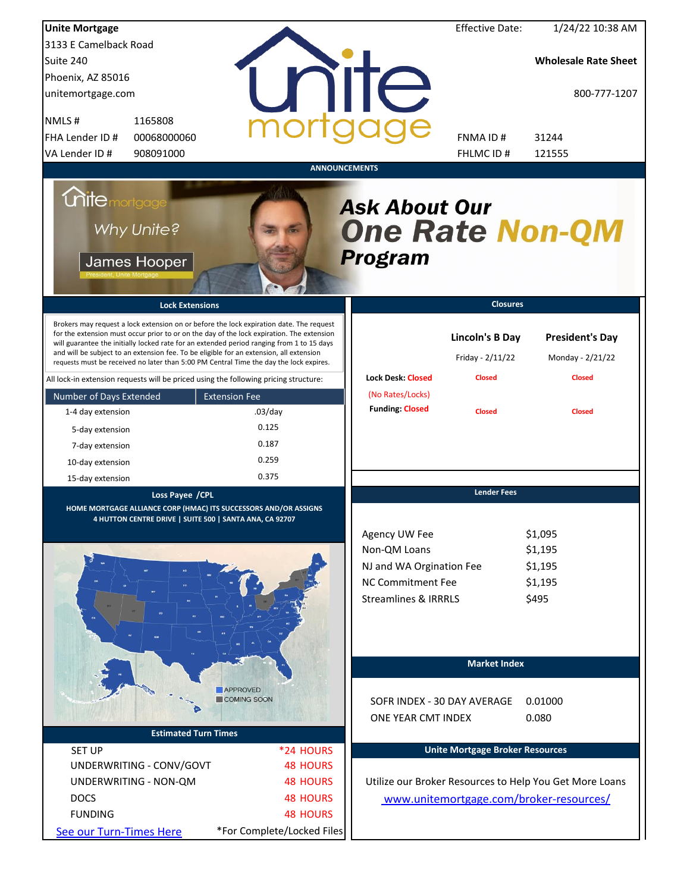**Unite Mortgage**
3133 E Camelback Road
Suite 240
Phoenix, AZ 85016
unitemortgage.com

Effective Date: 1/24/22 10:38 AM

**Wholesale Rate Sheet**

800-777-1207

| | |
|---|---|
| NMLS # | 1165808 |
| FHA Lender ID # | 00068000060 |
| VA Lender ID # | 908091000 |
| FNMA ID # | 31244 |
| FHLMC ID # | 121555 |

## ANNOUNCEMENTS

Why Unite?
James Hooper
President, Unite Mortgage

***Ask About Our One Rate Non-QM Program***

## Lock Extensions

Brokers may request a lock extension on or before the lock expiration date. The request for the extension must occur prior to or on the day of the lock expiration. The extension will guarantee the initially locked rate for an extended period ranging from 1 to 15 days and will be subject to an extension fee. To be eligible for an extension, all extension requests must be received no later than 5:00 PM Central Time the day the lock expires.

All lock-in extension requests will be priced using the following pricing structure:

| Number of Days Extended | Extension Fee |
|---|---|
| 1-4 day extension | .03/day |
| 5-day extension | 0.125 |
| 7-day extension | 0.187 |
| 10-day extension | 0.259 |
| 15-day extension | 0.375 |

## Closures

| | Lincoln's B Day | President's Day |
|---|---|---|
| | Friday - 2/11/22 | Monday - 2/21/22 |
| Lock Desk: Closed (No Rates/Locks) | Closed | Closed |
| Funding: Closed | Closed | Closed |

## Loss Payee /CPL

**HOME MORTGAGE ALLIANCE CORP (HMAC) ITS SUCCESSORS AND/OR ASSIGNS**
**4 HUTTON CENTRE DRIVE | SUITE 500 | SANTA ANA, CA 92707**

APPROVED
COMING SOON

## Lender Fees

| | |
|---|---|
| Agency UW Fee | $1,095 |
| Non-QM Loans | $1,195 |
| NJ and WA Orgination Fee | $1,195 |
| NC Commitment Fee | $1,195 |
| Streamlines & IRRRLS | $495 |

## Market Index

| | |
|---|---|
| SOFR INDEX - 30 DAY AVERAGE | 0.01000 |
| ONE YEAR CMT INDEX | 0.080 |

## Estimated Turn Times

| | |
|---|---|
| SET UP | *24 HOURS |
| UNDERWRITING - CONV/GOVT | 48 HOURS |
| UNDERWRITING - NON-QM | 48 HOURS |
| DOCS | 48 HOURS |
| FUNDING | 48 HOURS |

See our Turn-Times Here

*For Complete/Locked Files

## Unite Mortgage Broker Resources

Utilize our Broker Resources to Help You Get More Loans

www.unitemortgage.com/broker-resources/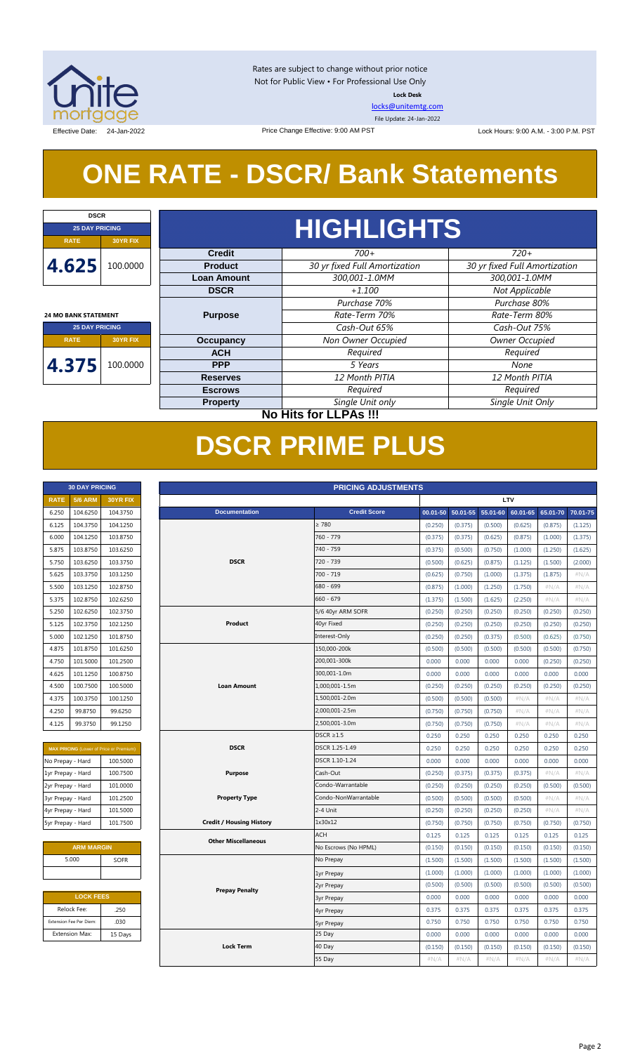Rates are subject to change without prior notice
Not for Public View • For Professional Use Only
**Lock Desk**
locks@unitemtg.com
File Update: 24-Jan-2022

Effective Date: 24-Jan-2022 | Price Change Effective: 9:00 AM PST | Lock Hours: 9:00 A.M. - 3:00 P.M. PST

# ONE RATE - DSCR/ Bank Statements

| DSCR | |
|---|---|
| 25 DAY PRICING | |
| RATE | 30YR FIX |
| 4.625 | 100.0000 |

| 24 MO BANK STATEMENT | |
|---|---|
| 25 DAY PRICING | |
| RATE | 30YR FIX |
| 4.375 | 100.0000 |

## HIGHLIGHTS

| | | |
|---|---|---|
| **Credit** | 700+ | 720+ |
| **Product** | 30 yr fixed Full Amortization | 30 yr fixed Full Amortization |
| **Loan Amount** | 300,001-1.0MM | 300,001-1.0MM |
| **DSCR** | +1.100 | Not Applicable |
| **Purpose** | Purchase 70% | Purchase 80% |
| | Rate-Term 70% | Rate-Term 80% |
| | Cash-Out 65% | Cash-Out 75% |
| **Occupancy** | Non Owner Occupied | Owner Occupied |
| **ACH** | Required | Required |
| **PPP** | 5 Years | None |
| **Reserves** | 12 Month PITIA | 12 Month PITIA |
| **Escrows** | Required | Required |
| **Property** | Single Unit only | Single Unit Only |

**No Hits for LLPAs !!!**

# DSCR PRIME PLUS

| 30 DAY PRICING | | |
|---|---|---|
| RATE | 5/6 ARM | 30YR FIX |
| 6.250 | 104.6250 | 104.3750 |
| 6.125 | 104.3750 | 104.1250 |
| 6.000 | 104.1250 | 103.8750 |
| 5.875 | 103.8750 | 103.6250 |
| 5.750 | 103.6250 | 103.3750 |
| 5.625 | 103.3750 | 103.1250 |
| 5.500 | 103.1250 | 102.8750 |
| 5.375 | 102.8750 | 102.6250 |
| 5.250 | 102.6250 | 102.3750 |
| 5.125 | 102.3750 | 102.1250 |
| 5.000 | 102.1250 | 101.8750 |
| 4.875 | 101.8750 | 101.6250 |
| 4.750 | 101.5000 | 101.2500 |
| 4.625 | 101.1250 | 100.8750 |
| 4.500 | 100.7500 | 100.5000 |
| 4.375 | 100.3750 | 100.1250 |
| 4.250 | 99.8750 | 99.6250 |
| 4.125 | 99.3750 | 99.1250 |

| MAX PRICING (Lower of Price or Premium) | |
|---|---|
| No Prepay - Hard | 100.5000 |
| 1yr Prepay - Hard | 100.7500 |
| 2yr Prepay - Hard | 101.0000 |
| 3yr Prepay - Hard | 101.2500 |
| 4yr Prepay - Hard | 101.5000 |
| 5yr Prepay - Hard | 101.7500 |

| ARM MARGIN | |
|---|---|
| 5.000 | SOFR |

| LOCK FEES | |
|---|---|
| Relock Fee: | .250 |
| Extension Fee Per Diem: | .030 |
| Extension Max: | 15 Days |

| PRICING ADJUSTMENTS | | | | | | | |
|---|---|---|---|---|---|---|---|
| | | LTV | | | | | |
| Documentation | Credit Score | 00.01-50 | 50.01-55 | 55.01-60 | 60.01-65 | 65.01-70 | 70.01-75 |
| DSCR | ≥ 780 | (0.250) | (0.375) | (0.500) | (0.625) | (0.875) | (1.125) |
| | 760 - 779 | (0.375) | (0.375) | (0.625) | (0.875) | (1.000) | (1.375) |
| | 740 - 759 | (0.375) | (0.500) | (0.750) | (1.000) | (1.250) | (1.625) |
| | 720 - 739 | (0.500) | (0.625) | (0.875) | (1.125) | (1.500) | (2.000) |
| | 700 - 719 | (0.625) | (0.750) | (1.000) | (1.375) | (1.875) | #N/A |
| | 680 - 699 | (0.875) | (1.000) | (1.250) | (1.750) | #N/A | #N/A |
| | 660 - 679 | (1.375) | (1.500) | (1.625) | (2.250) | #N/A | #N/A |
| Product | 5/6 40yr ARM SOFR | (0.250) | (0.250) | (0.250) | (0.250) | (0.250) | (0.250) |
| | 40yr Fixed | (0.250) | (0.250) | (0.250) | (0.250) | (0.250) | (0.250) |
| | Interest-Only | (0.250) | (0.250) | (0.375) | (0.500) | (0.625) | (0.750) |
| Loan Amount | 150,000-200k | (0.500) | (0.500) | (0.500) | (0.500) | (0.500) | (0.750) |
| | 200,001-300k | 0.000 | 0.000 | 0.000 | 0.000 | (0.250) | (0.250) |
| | 300,001-1.0m | 0.000 | 0.000 | 0.000 | 0.000 | 0.000 | 0.000 |
| | 1,000,001-1.5m | (0.250) | (0.250) | (0.250) | (0.250) | (0.250) | (0.250) |
| | 1,500,001-2.0m | (0.500) | (0.500) | (0.500) | #N/A | #N/A | #N/A |
| | 2,000,001-2.5m | (0.750) | (0.750) | (0.750) | #N/A | #N/A | #N/A |
| | 2,500,001-3.0m | (0.750) | (0.750) | (0.750) | #N/A | #N/A | #N/A |
| DSCR | DSCR ≥1.5 | 0.250 | 0.250 | 0.250 | 0.250 | 0.250 | 0.250 |
| | DSCR 1.25-1.49 | 0.250 | 0.250 | 0.250 | 0.250 | 0.250 | 0.250 |
| | DSCR 1.10-1.24 | 0.000 | 0.000 | 0.000 | 0.000 | 0.000 | 0.000 |
| Purpose | Cash-Out | (0.250) | (0.375) | (0.375) | (0.375) | #N/A | #N/A |
| Property Type | Condo-Warrantable | (0.250) | (0.250) | (0.250) | (0.250) | (0.500) | (0.500) |
| | Condo-NonWarrantable | (0.500) | (0.500) | (0.500) | (0.500) | #N/A | #N/A |
| | 2-4 Unit | (0.250) | (0.250) | (0.250) | (0.250) | #N/A | #N/A |
| Credit / Housing History | 1x30x12 | (0.750) | (0.750) | (0.750) | (0.750) | (0.750) | (0.750) |
| Other Miscellaneous | ACH | 0.125 | 0.125 | 0.125 | 0.125 | 0.125 | 0.125 |
| | No Escrows (No HPML) | (0.150) | (0.150) | (0.150) | (0.150) | (0.150) | (0.150) |
| Prepay Penalty | No Prepay | (1.500) | (1.500) | (1.500) | (1.500) | (1.500) | (1.500) |
| | 1yr Prepay | (1.000) | (1.000) | (1.000) | (1.000) | (1.000) | (1.000) |
| | 2yr Prepay | (0.500) | (0.500) | (0.500) | (0.500) | (0.500) | (0.500) |
| | 3yr Prepay | 0.000 | 0.000 | 0.000 | 0.000 | 0.000 | 0.000 |
| | 4yr Prepay | 0.375 | 0.375 | 0.375 | 0.375 | 0.375 | 0.375 |
| | 5yr Prepay | 0.750 | 0.750 | 0.750 | 0.750 | 0.750 | 0.750 |
| Lock Term | 25 Day | 0.000 | 0.000 | 0.000 | 0.000 | 0.000 | 0.000 |
| | 40 Day | (0.150) | (0.150) | (0.150) | (0.150) | (0.150) | (0.150) |
| | 55 Day | #N/A | #N/A | #N/A | #N/A | #N/A | #N/A |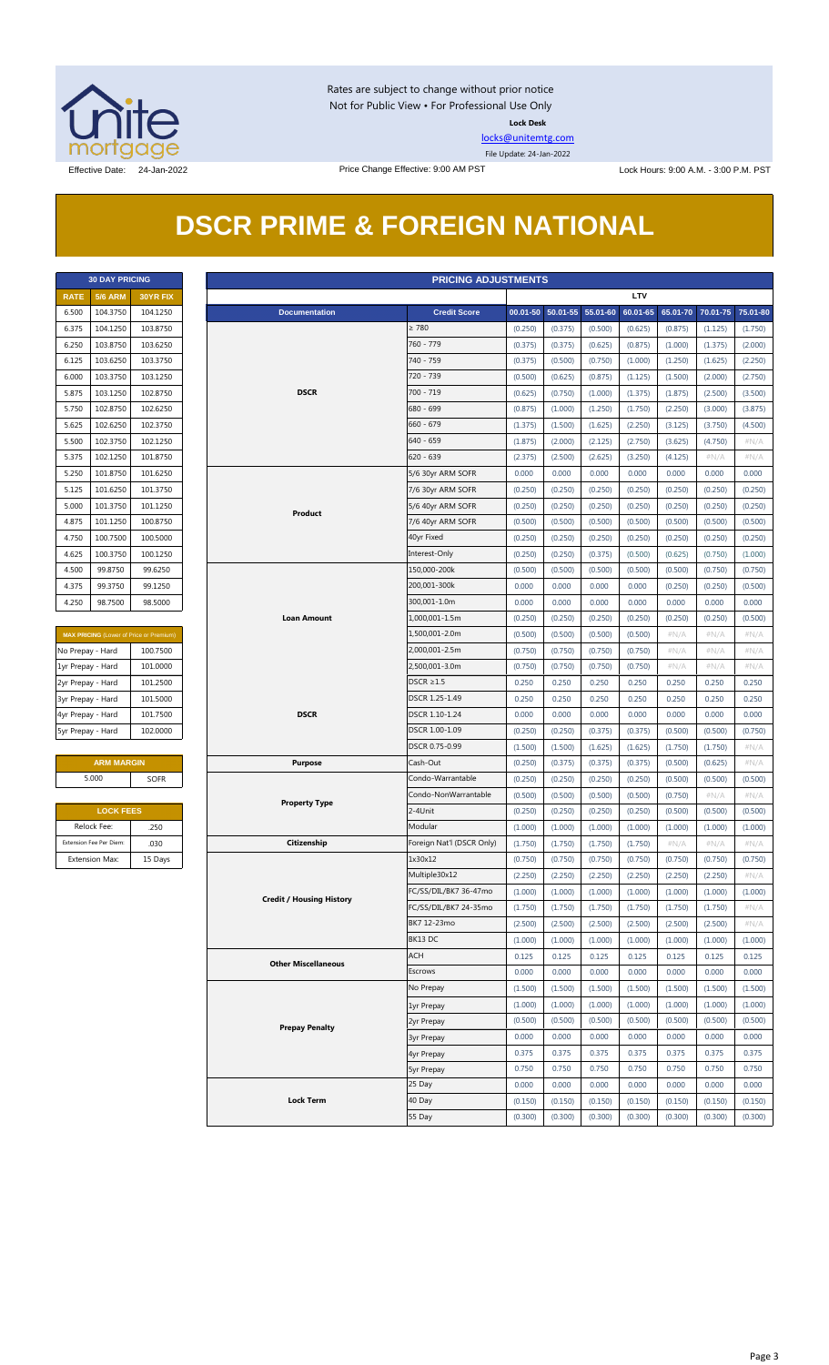Rates are subject to change without prior notice
Not for Public View • For Professional Use Only

**Lock Desk**

locks@unitemtg.com

File Update: 24-Jan-2022

Effective Date: 24-Jan-2022

Price Change Effective: 9:00 AM PST

Lock Hours: 9:00 A.M. - 3:00 P.M. PST

# DSCR PRIME & FOREIGN NATIONAL

| 30 DAY PRICING | | |
|---|---|---|
| RATE | 5/6 ARM | 30YR FIX |
| 6.500 | 104.3750 | 104.1250 |
| 6.375 | 104.1250 | 103.8750 |
| 6.250 | 103.8750 | 103.6250 |
| 6.125 | 103.6250 | 103.3750 |
| 6.000 | 103.3750 | 103.1250 |
| 5.875 | 103.1250 | 102.8750 |
| 5.750 | 102.8750 | 102.6250 |
| 5.625 | 102.6250 | 102.3750 |
| 5.500 | 102.3750 | 102.1250 |
| 5.375 | 102.1250 | 101.8750 |
| 5.250 | 101.8750 | 101.6250 |
| 5.125 | 101.6250 | 101.3750 |
| 5.000 | 101.3750 | 101.1250 |
| 4.875 | 101.1250 | 100.8750 |
| 4.750 | 100.7500 | 100.5000 |
| 4.625 | 100.3750 | 100.1250 |
| 4.500 | 99.8750 | 99.6250 |
| 4.375 | 99.3750 | 99.1250 |
| 4.250 | 98.7500 | 98.5000 |

| MAX PRICING (Lower of Price or Premium) | |
|---|---|
| No Prepay - Hard | 100.7500 |
| 1yr Prepay - Hard | 101.0000 |
| 2yr Prepay - Hard | 101.2500 |
| 3yr Prepay - Hard | 101.5000 |
| 4yr Prepay - Hard | 101.7500 |
| 5yr Prepay - Hard | 102.0000 |

| ARM MARGIN | |
|---|---|
| 5.000 | SOFR |

| LOCK FEES | |
|---|---|
| Relock Fee: | .250 |
| Extension Fee Per Diem: | .030 |
| Extension Max: | 15 Days |

| PRICING ADJUSTMENTS | | | | | | | | |
|---|---|---|---|---|---|---|---|---|
| | | LTV | | | | | | |
| Documentation | Credit Score | 00.01-50 | 50.01-55 | 55.01-60 | 60.01-65 | 65.01-70 | 70.01-75 | 75.01-80 |
| DSCR | ≥ 780 | (0.250) | (0.375) | (0.500) | (0.625) | (0.875) | (1.125) | (1.750) |
| | 760 - 779 | (0.375) | (0.375) | (0.625) | (0.875) | (1.000) | (1.375) | (2.000) |
| | 740 - 759 | (0.375) | (0.500) | (0.750) | (1.000) | (1.250) | (1.625) | (2.250) |
| | 720 - 739 | (0.500) | (0.625) | (0.875) | (1.125) | (1.500) | (2.000) | (2.750) |
| | 700 - 719 | (0.625) | (0.750) | (1.000) | (1.375) | (1.875) | (2.500) | (3.500) |
| | 680 - 699 | (0.875) | (1.000) | (1.250) | (1.750) | (2.250) | (3.000) | (3.875) |
| | 660 - 679 | (1.375) | (1.500) | (1.625) | (2.250) | (3.125) | (3.750) | (4.500) |
| | 640 - 659 | (1.875) | (2.000) | (2.125) | (2.750) | (3.625) | (4.750) | #N/A |
| | 620 - 639 | (2.375) | (2.500) | (2.625) | (3.250) | (4.125) | #N/A | #N/A |
| Product | 5/6 30yr ARM SOFR | 0.000 | 0.000 | 0.000 | 0.000 | 0.000 | 0.000 | 0.000 |
| | 7/6 30yr ARM SOFR | (0.250) | (0.250) | (0.250) | (0.250) | (0.250) | (0.250) | (0.250) |
| | 5/6 40yr ARM SOFR | (0.250) | (0.250) | (0.250) | (0.250) | (0.250) | (0.250) | (0.250) |
| | 7/6 40yr ARM SOFR | (0.500) | (0.500) | (0.500) | (0.500) | (0.500) | (0.500) | (0.500) |
| | 40yr Fixed | (0.250) | (0.250) | (0.250) | (0.250) | (0.250) | (0.250) | (0.250) |
| | Interest-Only | (0.250) | (0.250) | (0.375) | (0.500) | (0.625) | (0.750) | (1.000) |
| Loan Amount | 150,000-200k | (0.500) | (0.500) | (0.500) | (0.500) | (0.500) | (0.750) | (0.750) |
| | 200,001-300k | 0.000 | 0.000 | 0.000 | 0.000 | (0.250) | (0.250) | (0.500) |
| | 300,001-1.0m | 0.000 | 0.000 | 0.000 | 0.000 | 0.000 | 0.000 | 0.000 |
| | 1,000,001-1.5m | (0.250) | (0.250) | (0.250) | (0.250) | (0.250) | (0.250) | (0.500) |
| | 1,500,001-2.0m | (0.500) | (0.500) | (0.500) | (0.500) | #N/A | #N/A | #N/A |
| | 2,000,001-2.5m | (0.750) | (0.750) | (0.750) | (0.750) | #N/A | #N/A | #N/A |
| | 2,500,001-3.0m | (0.750) | (0.750) | (0.750) | (0.750) | #N/A | #N/A | #N/A |
| DSCR | DSCR ≥1.5 | 0.250 | 0.250 | 0.250 | 0.250 | 0.250 | 0.250 | 0.250 |
| | DSCR 1.25-1.49 | 0.250 | 0.250 | 0.250 | 0.250 | 0.250 | 0.250 | 0.250 |
| | DSCR 1.10-1.24 | 0.000 | 0.000 | 0.000 | 0.000 | 0.000 | 0.000 | 0.000 |
| | DSCR 1.00-1.09 | (0.250) | (0.250) | (0.375) | (0.375) | (0.500) | (0.500) | (0.750) |
| | DSCR 0.75-0.99 | (1.500) | (1.500) | (1.625) | (1.625) | (1.750) | (1.750) | #N/A |
| Purpose | Cash-Out | (0.250) | (0.375) | (0.375) | (0.375) | (0.500) | (0.625) | #N/A |
| Property Type | Condo-Warrantable | (0.250) | (0.250) | (0.250) | (0.250) | (0.500) | (0.500) | (0.500) |
| | Condo-NonWarrantable | (0.500) | (0.500) | (0.500) | (0.500) | (0.750) | #N/A | #N/A |
| | 2-4Unit | (0.250) | (0.250) | (0.250) | (0.250) | (0.500) | (0.500) | (0.500) |
| | Modular | (1.000) | (1.000) | (1.000) | (1.000) | (1.000) | (1.000) | (1.000) |
| Citizenship | Foreign Nat'l (DSCR Only) | (1.750) | (1.750) | (1.750) | (1.750) | #N/A | #N/A | #N/A |
| Credit / Housing History | 1x30x12 | (0.750) | (0.750) | (0.750) | (0.750) | (0.750) | (0.750) | (0.750) |
| | Multiple30x12 | (2.250) | (2.250) | (2.250) | (2.250) | (2.250) | (2.250) | #N/A |
| | FC/SS/DIL/BK7 36-47mo | (1.000) | (1.000) | (1.000) | (1.000) | (1.000) | (1.000) | (1.000) |
| | FC/SS/DIL/BK7 24-35mo | (1.750) | (1.750) | (1.750) | (1.750) | (1.750) | (1.750) | #N/A |
| | BK7 12-23mo | (2.500) | (2.500) | (2.500) | (2.500) | (2.500) | (2.500) | #N/A |
| | BK13 DC | (1.000) | (1.000) | (1.000) | (1.000) | (1.000) | (1.000) | (1.000) |
| Other Miscellaneous | ACH | 0.125 | 0.125 | 0.125 | 0.125 | 0.125 | 0.125 | 0.125 |
| | Escrows | 0.000 | 0.000 | 0.000 | 0.000 | 0.000 | 0.000 | 0.000 |
| Prepay Penalty | No Prepay | (1.500) | (1.500) | (1.500) | (1.500) | (1.500) | (1.500) | (1.500) |
| | 1yr Prepay | (1.000) | (1.000) | (1.000) | (1.000) | (1.000) | (1.000) | (1.000) |
| | 2yr Prepay | (0.500) | (0.500) | (0.500) | (0.500) | (0.500) | (0.500) | (0.500) |
| | 3yr Prepay | 0.000 | 0.000 | 0.000 | 0.000 | 0.000 | 0.000 | 0.000 |
| | 4yr Prepay | 0.375 | 0.375 | 0.375 | 0.375 | 0.375 | 0.375 | 0.375 |
| | 5yr Prepay | 0.750 | 0.750 | 0.750 | 0.750 | 0.750 | 0.750 | 0.750 |
| Lock Term | 25 Day | 0.000 | 0.000 | 0.000 | 0.000 | 0.000 | 0.000 | 0.000 |
| | 40 Day | (0.150) | (0.150) | (0.150) | (0.150) | (0.150) | (0.150) | (0.150) |
| | 55 Day | (0.300) | (0.300) | (0.300) | (0.300) | (0.300) | (0.300) | (0.300) |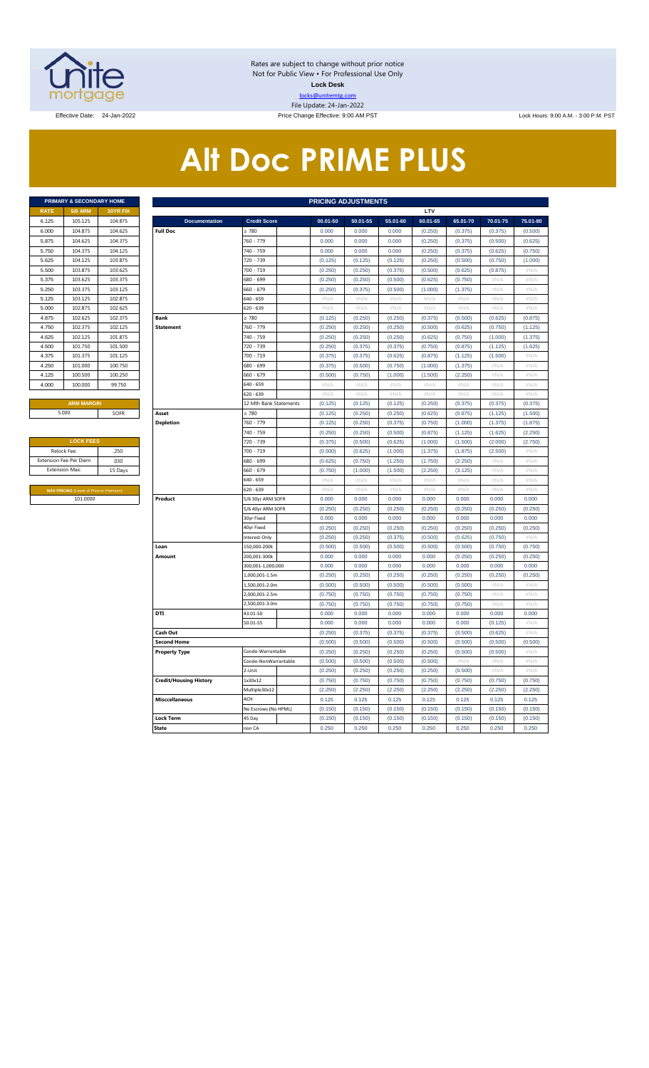Rates are subject to change without prior notice
Not for Public View • For Professional Use Only
**Lock Desk**
locks@unitemtg.com
File Update: 24-Jan-2022

Effective Date: 24-Jan-2022 | Price Change Effective: 9:00 AM PST | Lock Hours: 9:00 A.M. - 3:00 P.M. PST

# Alt Doc PRIME PLUS

| PRIMARY & SECONDARY HOME | | |
|---|---|---|
| **RATE** | **5/6 ARM** | **30YR FIX** |
| 6.125 | 105.125 | 104.875 |
| 6.000 | 104.875 | 104.625 |
| 5.875 | 104.625 | 104.375 |
| 5.750 | 104.375 | 104.125 |
| 5.625 | 104.125 | 103.875 |
| 5.500 | 103.875 | 103.625 |
| 5.375 | 103.625 | 103.375 |
| 5.250 | 103.375 | 103.125 |
| 5.125 | 103.125 | 102.875 |
| 5.000 | 102.875 | 102.625 |
| 4.875 | 102.625 | 102.375 |
| 4.750 | 102.375 | 102.125 |
| 4.625 | 102.125 | 101.875 |
| 4.500 | 101.750 | 101.500 |
| 4.375 | 101.375 | 101.125 |
| 4.250 | 101.000 | 100.750 |
| 4.125 | 100.500 | 100.250 |
| 4.000 | 100.000 | 99.750 |

| ARM MARGIN | |
|---|---|
| 5.000 | SOFR |

| LOCK FEES | |
|---|---|
| Relock Fee: | .250 |
| Extension Fee Per Diem | .030 |
| Extension Max: | 15 Days |

| MAX PRICING (Lower of Price or Premium) |
|---|
| 101.0000 |

| PRICING ADJUSTMENTS | | | | | | | | |
|---|---|---|---|---|---|---|---|---|
| | | LTV | | | | | | |
| **Documentation** | **Credit Score** | **00.01-50** | **50.01-55** | **55.01-60** | **60.01-65** | **65.01-70** | **70.01-75** | **75.01-80** |
| **Full Doc** | ≥ 780 | 0.000 | 0.000 | 0.000 | (0.250) | (0.375) | (0.375) | (0.500) |
| | 760 - 779 | 0.000 | 0.000 | 0.000 | (0.250) | (0.375) | (0.500) | (0.625) |
| | 740 - 759 | 0.000 | 0.000 | 0.000 | (0.250) | (0.375) | (0.625) | (0.750) |
| | 720 - 739 | (0.125) | (0.125) | (0.125) | (0.250) | (0.500) | (0.750) | (1.000) |
| | 700 - 719 | (0.250) | (0.250) | (0.375) | (0.500) | (0.625) | (0.875) | #N/A |
| | 680 - 699 | (0.250) | (0.250) | (0.500) | (0.625) | (0.750) | #N/A | #N/A |
| | 660 - 679 | (0.250) | (0.375) | (0.500) | (1.000) | (1.375) | #N/A | #N/A |
| | 640 - 659 | #N/A | #N/A | #N/A | #N/A | #N/A | #N/A | #N/A |
| | 620 - 639 | #N/A | #N/A | #N/A | #N/A | #N/A | #N/A | #N/A |
| **Bank Statement** | ≥ 780 | (0.125) | (0.250) | (0.250) | (0.375) | (0.500) | (0.625) | (0.875) |
| | 760 - 779 | (0.250) | (0.250) | (0.250) | (0.500) | (0.625) | (0.750) | (1.125) |
| | 740 - 759 | (0.250) | (0.250) | (0.250) | (0.625) | (0.750) | (1.000) | (1.375) |
| | 720 - 739 | (0.250) | (0.375) | (0.375) | (0.750) | (0.875) | (1.125) | (1.625) |
| | 700 - 719 | (0.375) | (0.375) | (0.625) | (0.875) | (1.125) | (1.500) | #N/A |
| | 680 - 699 | (0.375) | (0.500) | (0.750) | (1.000) | (1.375) | #N/A | #N/A |
| | 660 - 679 | (0.500) | (0.750) | (1.000) | (1.500) | (2.250) | #N/A | #N/A |
| | 640 - 659 | #N/A | #N/A | #N/A | #N/A | #N/A | #N/A | #N/A |
| | 620 - 639 | #N/A | #N/A | #N/A | #N/A | #N/A | #N/A | #N/A |
| | 12 Mth Bank Statements | (0.125) | (0.125) | (0.125) | (0.250) | (0.375) | (0.375) | (0.375) |
| **Asset Depletion** | ≥ 780 | (0.125) | (0.250) | (0.250) | (0.625) | (0.875) | (1.125) | (1.500) |
| | 760 - 779 | (0.125) | (0.250) | (0.375) | (0.750) | (1.000) | (1.375) | (1.875) |
| | 740 - 759 | (0.250) | (0.250) | (0.500) | (0.875) | (1.125) | (1.625) | (2.250) |
| | 720 - 739 | (0.375) | (0.500) | (0.625) | (1.000) | (1.500) | (2.000) | (2.750) |
| | 700 - 719 | (0.500) | (0.625) | (1.000) | (1.375) | (1.875) | (2.500) | #N/A |
| | 680 - 699 | (0.625) | (0.750) | (1.250) | (1.750) | (2.250) | #N/A | #N/A |
| | 660 - 679 | (0.750) | (1.000) | (1.500) | (2.250) | (3.125) | #N/A | #N/A |
| | 640 - 659 | #N/A | #N/A | #N/A | #N/A | #N/A | #N/A | #N/A |
| | 620 - 639 | #N/A | #N/A | #N/A | #N/A | #N/A | #N/A | #N/A |
| **Product** | 5/6 30yr ARM SOFR | 0.000 | 0.000 | 0.000 | 0.000 | 0.000 | 0.000 | 0.000 |
| | 5/6 40yr ARM SOFR | (0.250) | (0.250) | (0.250) | (0.250) | (0.250) | (0.250) | (0.250) |
| | 30yr Fixed | 0.000 | 0.000 | 0.000 | 0.000 | 0.000 | 0.000 | 0.000 |
| | 40yr Fixed | (0.250) | (0.250) | (0.250) | (0.250) | (0.250) | (0.250) | (0.250) |
| | Interest-Only | (0.250) | (0.250) | (0.375) | (0.500) | (0.625) | (0.750) | #N/A |
| **Loan Amount** | 150,000-200k | (0.500) | (0.500) | (0.500) | (0.500) | (0.500) | (0.750) | (0.750) |
| | 200,001-300k | 0.000 | 0.000 | 0.000 | 0.000 | (0.250) | (0.250) | (0.250) |
| | 300,001-1,000,000 | 0.000 | 0.000 | 0.000 | 0.000 | 0.000 | 0.000 | 0.000 |
| | 1,000,001-1.5m | (0.250) | (0.250) | (0.250) | (0.250) | (0.250) | (0.250) | (0.250) |
| | 1,500,001-2.0m | (0.500) | (0.500) | (0.500) | (0.500) | (0.500) | #N/A | #N/A |
| | 2,000,001-2.5m | (0.750) | (0.750) | (0.750) | (0.750) | (0.750) | #N/A | #N/A |
| | 2,500,001-3.0m | (0.750) | (0.750) | (0.750) | (0.750) | (0.750) | #N/A | #N/A |
| **DTI** | 43.01-50 | 0.000 | 0.000 | 0.000 | 0.000 | 0.000 | 0.000 | 0.000 |
| | 50.01-55 | 0.000 | 0.000 | 0.000 | 0.000 | 0.000 | (0.125) | #N/A |
| **Cash Out** | | (0.250) | (0.375) | (0.375) | (0.375) | (0.500) | (0.625) | #N/A |
| **Second Home** | | (0.500) | (0.500) | (0.500) | (0.500) | (0.500) | (0.500) | (0.500) |
| **Property Type** | Condo-Warrantable | (0.250) | (0.250) | (0.250) | (0.250) | (0.500) | (0.500) | #N/A |
| | Condo-NonWarrantable | (0.500) | (0.500) | (0.500) | (0.500) | #N/A | #N/A | #N/A |
| | 2-Unit | (0.250) | (0.250) | (0.250) | (0.250) | (0.500) | #N/A | #N/A |
| **Credit/Housing History** | 1x30x12 | (0.750) | (0.750) | (0.750) | (0.750) | (0.750) | (0.750) | (0.750) |
| | Multiple30x12 | (2.250) | (2.250) | (2.250) | (2.250) | (2.250) | (2.250) | (2.250) |
| **Misccellaneous** | ACH | 0.125 | 0.125 | 0.125 | 0.125 | 0.125 | 0.125 | 0.125 |
| | No Escrows (No HPML) | (0.150) | (0.150) | (0.150) | (0.150) | (0.150) | (0.150) | (0.150) |
| **Lock Term** | 45 Day | (0.150) | (0.150) | (0.150) | (0.150) | (0.150) | (0.150) | (0.150) |
| **State** | non CA | 0.250 | 0.250 | 0.250 | 0.250 | 0.250 | 0.250 | 0.250 |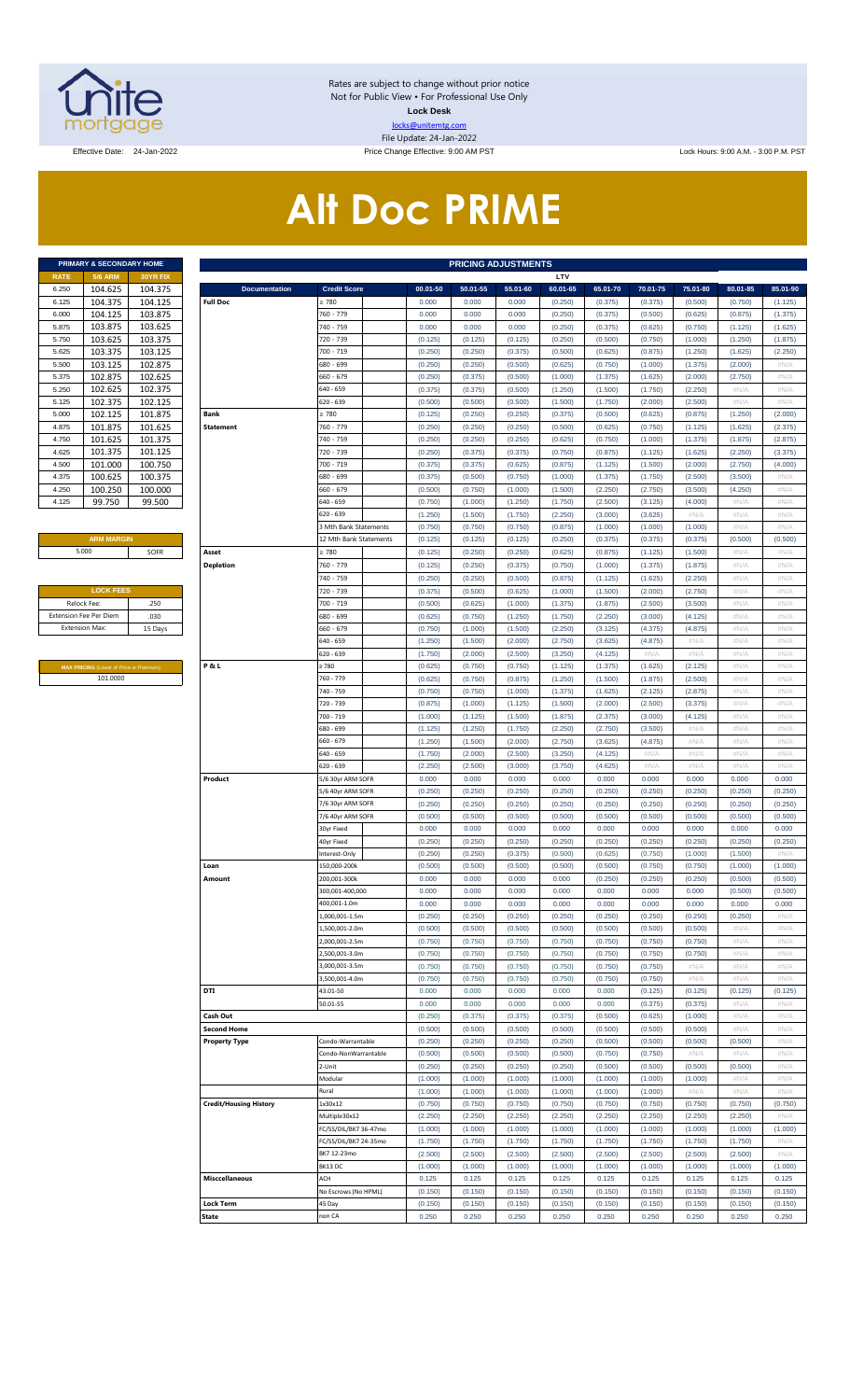Rates are subject to change without prior notice
Not for Public View • For Professional Use Only
**Lock Desk**
locks@unitemtg.com
File Update: 24-Jan-2022

Effective Date: 24-Jan-2022 | Price Change Effective: 9:00 AM PST | Lock Hours: 9:00 A.M. - 3:00 P.M. PST

# Alt Doc PRIME

| PRIMARY & SECONDARY HOME | | |
|---|---|---|
| RATE | 5/6 ARM | 30YR FIX |
| 6.250 | 104.625 | 104.375 |
| 6.125 | 104.375 | 104.125 |
| 6.000 | 104.125 | 103.875 |
| 5.875 | 103.875 | 103.625 |
| 5.750 | 103.625 | 103.375 |
| 5.625 | 103.375 | 103.125 |
| 5.500 | 103.125 | 102.875 |
| 5.375 | 102.875 | 102.625 |
| 5.250 | 102.625 | 102.375 |
| 5.125 | 102.375 | 102.125 |
| 5.000 | 102.125 | 101.875 |
| 4.875 | 101.875 | 101.625 |
| 4.750 | 101.625 | 101.375 |
| 4.625 | 101.375 | 101.125 |
| 4.500 | 101.000 | 100.750 |
| 4.375 | 100.625 | 100.375 |
| 4.250 | 100.250 | 100.000 |
| 4.125 | 99.750 | 99.500 |

| ARM MARGIN | |
|---|---|
| 5.000 | SOFR |

| LOCK FEES | |
|---|---|
| Relock Fee: | .250 |
| Extension Fee Per Diem | .030 |
| Extension Max: | 15 Days |

| MAX PRICING (Lower of Price or Premium) |
|---|
| 101.0000 |

| PRICING ADJUSTMENTS | | | | | | | | | | |
|---|---|---|---|---|---|---|---|---|---|---|
| | | LTV | | | | | | | | |
| Documentation | Credit Score | 00.01-50 | 50.01-55 | 55.01-60 | 60.01-65 | 65.01-70 | 70.01-75 | 75.01-80 | 80.01-85 | 85.01-90 |
| Full Doc | ≥ 780 | 0.000 | 0.000 | 0.000 | (0.250) | (0.375) | (0.375) | (0.500) | (0.750) | (1.125) |
| | 760 - 779 | 0.000 | 0.000 | 0.000 | (0.250) | (0.375) | (0.500) | (0.625) | (0.875) | (1.375) |
| | 740 - 759 | 0.000 | 0.000 | 0.000 | (0.250) | (0.375) | (0.625) | (0.750) | (1.125) | (1.625) |
| | 720 - 739 | (0.125) | (0.125) | (0.125) | (0.250) | (0.500) | (0.750) | (1.000) | (1.250) | (1.875) |
| | 700 - 719 | (0.250) | (0.250) | (0.375) | (0.500) | (0.625) | (0.875) | (1.250) | (1.625) | (2.250) |
| | 680 - 699 | (0.250) | (0.250) | (0.500) | (0.625) | (0.750) | (1.000) | (1.375) | (2.000) | #N/A |
| | 660 - 679 | (0.250) | (0.375) | (0.500) | (1.000) | (1.375) | (1.625) | (2.000) | (2.750) | #N/A |
| | 640 - 659 | (0.375) | (0.375) | (0.500) | (1.250) | (1.500) | (1.750) | (2.250) | #N/A | #N/A |
| | 620 - 639 | (0.500) | (0.500) | (0.500) | (1.500) | (1.750) | (2.000) | (2.500) | #N/A | #N/A |
| Bank Statement | ≥ 780 | (0.125) | (0.250) | (0.250) | (0.375) | (0.500) | (0.625) | (0.875) | (1.250) | (2.000) |
| | 760 - 779 | (0.250) | (0.250) | (0.250) | (0.500) | (0.625) | (0.750) | (1.125) | (1.625) | (2.375) |
| | 740 - 759 | (0.250) | (0.250) | (0.250) | (0.625) | (0.750) | (1.000) | (1.375) | (1.875) | (2.875) |
| | 720 - 739 | (0.250) | (0.375) | (0.375) | (0.750) | (0.875) | (1.125) | (1.625) | (2.250) | (3.375) |
| | 700 - 719 | (0.375) | (0.375) | (0.625) | (0.875) | (1.125) | (1.500) | (2.000) | (2.750) | (4.000) |
| | 680 - 699 | (0.375) | (0.500) | (0.750) | (1.000) | (1.375) | (1.750) | (2.500) | (3.500) | #N/A |
| | 660 - 679 | (0.500) | (0.750) | (1.000) | (1.500) | (2.250) | (2.750) | (3.500) | (4.250) | #N/A |
| | 640 - 659 | (0.750) | (1.000) | (1.250) | (1.750) | (2.500) | (3.125) | (4.000) | #N/A | #N/A |
| | 620 - 639 | (1.250) | (1.500) | (1.750) | (2.250) | (3.000) | (3.625) | #N/A | #N/A | #N/A |
| | 3 Mth Bank Statements | (0.750) | (0.750) | (0.750) | (0.875) | (1.000) | (1.000) | (1.000) | #N/A | #N/A |
| | 12 Mth Bank Statements | (0.125) | (0.125) | (0.125) | (0.250) | (0.375) | (0.375) | (0.375) | (0.500) | (0.500) |
| Asset Depletion | ≥ 780 | (0.125) | (0.250) | (0.250) | (0.625) | (0.875) | (1.125) | (1.500) | #N/A | #N/A |
| | 760 - 779 | (0.125) | (0.250) | (0.375) | (0.750) | (1.000) | (1.375) | (1.875) | #N/A | #N/A |
| | 740 - 759 | (0.250) | (0.250) | (0.500) | (0.875) | (1.125) | (1.625) | (2.250) | #N/A | #N/A |
| | 720 - 739 | (0.375) | (0.500) | (0.625) | (1.000) | (1.500) | (2.000) | (2.750) | #N/A | #N/A |
| | 700 - 719 | (0.500) | (0.625) | (1.000) | (1.375) | (1.875) | (2.500) | (3.500) | #N/A | #N/A |
| | 680 - 699 | (0.625) | (0.750) | (1.250) | (1.750) | (2.250) | (3.000) | (4.125) | #N/A | #N/A |
| | 660 - 679 | (0.750) | (1.000) | (1.500) | (2.250) | (3.125) | (4.375) | (4.875) | #N/A | #N/A |
| | 640 - 659 | (1.250) | (1.500) | (2.000) | (2.750) | (3.625) | (4.875) | #N/A | #N/A | #N/A |
| | 620 - 639 | (1.750) | (2.000) | (2.500) | (3.250) | (4.125) | #N/A | #N/A | #N/A | #N/A |
| P & L | ≥ 780 | (0.625) | (0.750) | (0.750) | (1.125) | (1.375) | (1.625) | (2.125) | #N/A | #N/A |
| | 760 - 779 | (0.625) | (0.750) | (0.875) | (1.250) | (1.500) | (1.875) | (2.500) | #N/A | #N/A |
| | 740 - 759 | (0.750) | (0.750) | (1.000) | (1.375) | (1.625) | (2.125) | (2.875) | #N/A | #N/A |
| | 720 - 739 | (0.875) | (1.000) | (1.125) | (1.500) | (2.000) | (2.500) | (3.375) | #N/A | #N/A |
| | 700 - 719 | (1.000) | (1.125) | (1.500) | (1.875) | (2.375) | (3.000) | (4.125) | #N/A | #N/A |
| | 680 - 699 | (1.125) | (1.250) | (1.750) | (2.250) | (2.750) | (3.500) | #N/A | #N/A | #N/A |
| | 660 - 679 | (1.250) | (1.500) | (2.000) | (2.750) | (3.625) | (4.875) | #N/A | #N/A | #N/A |
| | 640 - 659 | (1.750) | (2.000) | (2.500) | (3.250) | (4.125) | #N/A | #N/A | #N/A | #N/A |
| | 620 - 639 | (2.250) | (2.500) | (3.000) | (3.750) | (4.625) | #N/A | #N/A | #N/A | #N/A |
| Product | 5/6 30yr ARM SOFR | 0.000 | 0.000 | 0.000 | 0.000 | 0.000 | 0.000 | 0.000 | 0.000 | 0.000 |
| | 5/6 40yr ARM SOFR | (0.250) | (0.250) | (0.250) | (0.250) | (0.250) | (0.250) | (0.250) | (0.250) | (0.250) |
| | 7/6 30yr ARM SOFR | (0.250) | (0.250) | (0.250) | (0.250) | (0.250) | (0.250) | (0.250) | (0.250) | (0.250) |
| | 7/6 40yr ARM SOFR | (0.500) | (0.500) | (0.500) | (0.500) | (0.500) | (0.500) | (0.500) | (0.500) | (0.500) |
| | 30yr Fixed | 0.000 | 0.000 | 0.000 | 0.000 | 0.000 | 0.000 | 0.000 | 0.000 | 0.000 |
| | 40yr Fixed | (0.250) | (0.250) | (0.250) | (0.250) | (0.250) | (0.250) | (0.250) | (0.250) | (0.250) |
| | Interest-Only | (0.250) | (0.250) | (0.375) | (0.500) | (0.625) | (0.750) | (1.000) | (1.500) | #N/A |
| Loan Amount | 150,000-200k | (0.500) | (0.500) | (0.500) | (0.500) | (0.500) | (0.750) | (0.750) | (1.000) | (1.000) |
| | 200,001-300k | 0.000 | 0.000 | 0.000 | 0.000 | (0.250) | (0.250) | (0.250) | (0.500) | (0.500) |
| | 300,001-400,000 | 0.000 | 0.000 | 0.000 | 0.000 | 0.000 | 0.000 | 0.000 | (0.500) | (0.500) |
| | 400,001-1.0m | 0.000 | 0.000 | 0.000 | 0.000 | 0.000 | 0.000 | 0.000 | 0.000 | 0.000 |
| | 1,000,001-1.5m | (0.250) | (0.250) | (0.250) | (0.250) | (0.250) | (0.250) | (0.250) | (0.250) | #N/A |
| | 1,500,001-2.0m | (0.500) | (0.500) | (0.500) | (0.500) | (0.500) | (0.500) | (0.500) | #N/A | #N/A |
| | 2,000,001-2.5m | (0.750) | (0.750) | (0.750) | (0.750) | (0.750) | (0.750) | (0.750) | #N/A | #N/A |
| | 2,500,001-3.0m | (0.750) | (0.750) | (0.750) | (0.750) | (0.750) | (0.750) | (0.750) | #N/A | #N/A |
| | 3,000,001-3.5m | (0.750) | (0.750) | (0.750) | (0.750) | (0.750) | (0.750) | #N/A | #N/A | #N/A |
| | 3,500,001-4.0m | (0.750) | (0.750) | (0.750) | (0.750) | (0.750) | (0.750) | #N/A | #N/A | #N/A |
| DTI | 43.01-50 | 0.000 | 0.000 | 0.000 | 0.000 | 0.000 | (0.125) | (0.125) | (0.125) | (0.125) |
| | 50.01-55 | 0.000 | 0.000 | 0.000 | 0.000 | 0.000 | (0.375) | (0.375) | #N/A | #N/A |
| Cash Out | | (0.250) | (0.375) | (0.375) | (0.375) | (0.500) | (0.625) | (1.000) | #N/A | #N/A |
| Second Home | | (0.500) | (0.500) | (0.500) | (0.500) | (0.500) | (0.500) | (0.500) | #N/A | #N/A |
| Property Type | Condo-Warrantable | (0.250) | (0.250) | (0.250) | (0.250) | (0.500) | (0.500) | (0.500) | (0.500) | #N/A |
| | Condo-NonWarrantable | (0.500) | (0.500) | (0.500) | (0.500) | (0.750) | (0.750) | #N/A | #N/A | #N/A |
| | 2-Unit | (0.250) | (0.250) | (0.250) | (0.250) | (0.500) | (0.500) | (0.500) | (0.500) | #N/A |
| | Modular | (1.000) | (1.000) | (1.000) | (1.000) | (1.000) | (1.000) | (1.000) | #N/A | #N/A |
| | Rural | (1.000) | (1.000) | (1.000) | (1.000) | (1.000) | (1.000) | #N/A | #N/A | #N/A |
| Credit/Housing History | 1x30x12 | (0.750) | (0.750) | (0.750) | (0.750) | (0.750) | (0.750) | (0.750) | (0.750) | (0.750) |
| | Multiple30x12 | (2.250) | (2.250) | (2.250) | (2.250) | (2.250) | (2.250) | (2.250) | (2.250) | #N/A |
| | FC/SS/DIL/BK7 36-47mo | (1.000) | (1.000) | (1.000) | (1.000) | (1.000) | (1.000) | (1.000) | (1.000) | (1.000) |
| | FC/SS/DIL/BK7 24-35mo | (1.750) | (1.750) | (1.750) | (1.750) | (1.750) | (1.750) | (1.750) | (1.750) | #N/A |
| | BK7 12-23mo | (2.500) | (2.500) | (2.500) | (2.500) | (2.500) | (2.500) | (2.500) | (2.500) | #N/A |
| | BK13 DC | (1.000) | (1.000) | (1.000) | (1.000) | (1.000) | (1.000) | (1.000) | (1.000) | (1.000) |
| Misccellaneous | ACH | 0.125 | 0.125 | 0.125 | 0.125 | 0.125 | 0.125 | 0.125 | 0.125 | 0.125 |
| | No Escrows (No HPML) | (0.150) | (0.150) | (0.150) | (0.150) | (0.150) | (0.150) | (0.150) | (0.150) | (0.150) |
| Lock Term | 45 Day | (0.150) | (0.150) | (0.150) | (0.150) | (0.150) | (0.150) | (0.150) | (0.150) | (0.150) |
| State | non CA | 0.250 | 0.250 | 0.250 | 0.250 | 0.250 | 0.250 | 0.250 | 0.250 | 0.250 |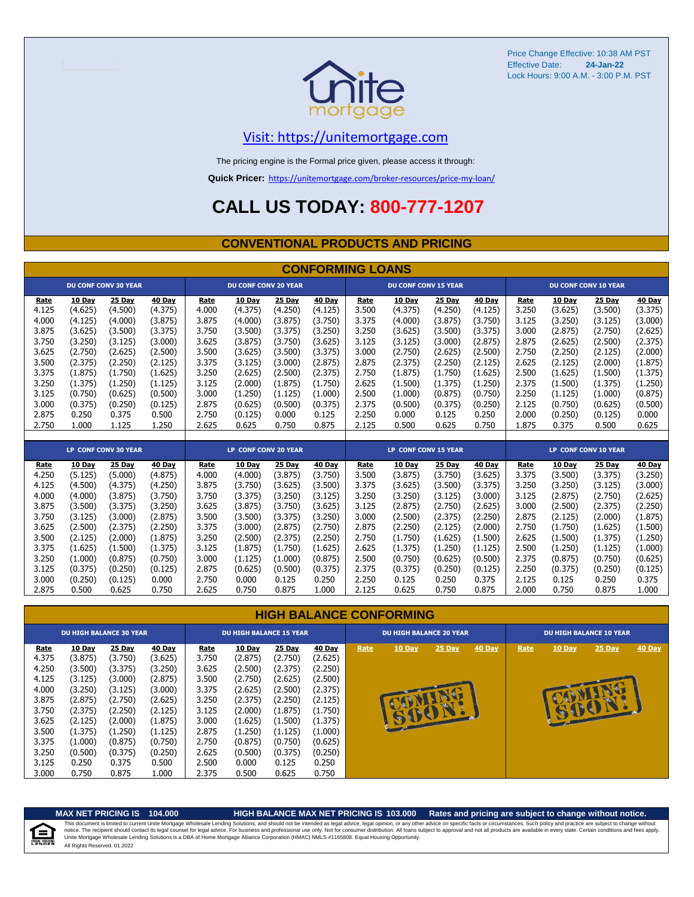Price Change Effective: 10:38 AM PST
Effective Date: **24-Jan-22**
Lock Hours: 9:00 A.M. - 3:00 P.M. PST

unite mortgage

Visit: https://unitemortgage.com

The pricing engine is the Formal price given, please access it through:

**Quick Pricer:** https://unitemortgage.com/broker-resources/price-my-loan/

# CALL US TODAY: 800-777-1207

## CONVENTIONAL PRODUCTS AND PRICING

### CONFORMING LOANS

| DU CONF CONV 30 YEAR | | | | DU CONF CONV 20 YEAR | | | | DU CONF CONV 15 YEAR | | | | DU CONF CONV 10 YEAR | | | |
|---|---|---|---|---|---|---|---|---|---|---|---|---|---|---|---|
| Rate | 10 Day | 25 Day | 40 Day | Rate | 10 Day | 25 Day | 40 Day | Rate | 10 Day | 25 Day | 40 Day | Rate | 10 Day | 25 Day | 40 Day |
| 4.125 | (4.625) | (4.500) | (4.375) | 4.000 | (4.375) | (4.250) | (4.125) | 3.500 | (4.375) | (4.250) | (4.125) | 3.250 | (3.625) | (3.500) | (3.375) |
| 4.000 | (4.125) | (4.000) | (3.875) | 3.875 | (4.000) | (3.875) | (3.750) | 3.375 | (4.000) | (3.875) | (3.750) | 3.125 | (3.250) | (3.125) | (3.000) |
| 3.875 | (3.625) | (3.500) | (3.375) | 3.750 | (3.500) | (3.375) | (3.250) | 3.250 | (3.625) | (3.500) | (3.375) | 3.000 | (2.875) | (2.750) | (2.625) |
| 3.750 | (3.250) | (3.125) | (3.000) | 3.625 | (3.875) | (3.750) | (3.625) | 3.125 | (3.125) | (3.000) | (2.875) | 2.875 | (2.625) | (2.500) | (2.375) |
| 3.625 | (2.750) | (2.625) | (2.500) | 3.500 | (3.625) | (3.500) | (3.375) | 3.000 | (2.750) | (2.625) | (2.500) | 2.750 | (2.250) | (2.125) | (2.000) |
| 3.500 | (2.375) | (2.250) | (2.125) | 3.375 | (3.125) | (3.000) | (2.875) | 2.875 | (2.375) | (2.250) | (2.125) | 2.625 | (2.125) | (2.000) | (1.875) |
| 3.375 | (1.875) | (1.750) | (1.625) | 3.250 | (2.625) | (2.500) | (2.375) | 2.750 | (1.875) | (1.750) | (1.625) | 2.500 | (1.625) | (1.500) | (1.375) |
| 3.250 | (1.375) | (1.250) | (1.125) | 3.125 | (2.000) | (1.875) | (1.750) | 2.625 | (1.500) | (1.375) | (1.250) | 2.375 | (1.500) | (1.375) | (1.250) |
| 3.125 | (0.750) | (0.625) | (0.500) | 3.000 | (1.250) | (1.125) | (1.000) | 2.500 | (1.000) | (0.875) | (0.750) | 2.250 | (1.125) | (1.000) | (0.875) |
| 3.000 | (0.375) | (0.250) | (0.125) | 2.875 | (0.625) | (0.500) | (0.375) | 2.375 | (0.500) | (0.375) | (0.250) | 2.125 | (0.750) | (0.625) | (0.500) |
| 2.875 | 0.250 | 0.375 | 0.500 | 2.750 | (0.125) | 0.000 | 0.125 | 2.250 | 0.000 | 0.125 | 0.250 | 2.000 | (0.250) | (0.125) | 0.000 |
| 2.750 | 1.000 | 1.125 | 1.250 | 2.625 | 0.625 | 0.750 | 0.875 | 2.125 | 0.500 | 0.625 | 0.750 | 1.875 | 0.375 | 0.500 | 0.625 |

| LP CONF CONV 30 YEAR | | | | LP CONF CONV 20 YEAR | | | | LP CONF CONV 15 YEAR | | | | LP CONF CONV 10 YEAR | | | |
|---|---|---|---|---|---|---|---|---|---|---|---|---|---|---|---|
| Rate | 10 Day | 25 Day | 40 Day | Rate | 10 Day | 25 Day | 40 Day | Rate | 10 Day | 25 Day | 40 Day | Rate | 10 Day | 25 Day | 40 Day |
| 4.250 | (5.125) | (5.000) | (4.875) | 4.000 | (4.000) | (3.875) | (3.750) | 3.500 | (3.875) | (3.750) | (3.625) | 3.375 | (3.500) | (3.375) | (3.250) |
| 4.125 | (4.500) | (4.375) | (4.250) | 3.875 | (3.750) | (3.625) | (3.500) | 3.375 | (3.625) | (3.500) | (3.375) | 3.250 | (3.250) | (3.125) | (3.000) |
| 4.000 | (4.000) | (3.875) | (3.750) | 3.750 | (3.375) | (3.250) | (3.125) | 3.250 | (3.250) | (3.125) | (3.000) | 3.125 | (2.875) | (2.750) | (2.625) |
| 3.875 | (3.500) | (3.375) | (3.250) | 3.625 | (3.875) | (3.750) | (3.625) | 3.125 | (2.875) | (2.750) | (2.625) | 3.000 | (2.500) | (2.375) | (2.250) |
| 3.750 | (3.125) | (3.000) | (2.875) | 3.500 | (3.500) | (3.375) | (3.250) | 3.000 | (2.500) | (2.375) | (2.250) | 2.875 | (2.125) | (2.000) | (1.875) |
| 3.625 | (2.500) | (2.375) | (2.250) | 3.375 | (3.000) | (2.875) | (2.750) | 2.875 | (2.250) | (2.125) | (2.000) | 2.750 | (1.750) | (1.625) | (1.500) |
| 3.500 | (2.125) | (2.000) | (1.875) | 3.250 | (2.500) | (2.375) | (2.250) | 2.750 | (1.750) | (1.625) | (1.500) | 2.625 | (1.500) | (1.375) | (1.250) |
| 3.375 | (1.625) | (1.500) | (1.375) | 3.125 | (1.875) | (1.750) | (1.625) | 2.625 | (1.375) | (1.250) | (1.125) | 2.500 | (1.250) | (1.125) | (1.000) |
| 3.250 | (1.000) | (0.875) | (0.750) | 3.000 | (1.125) | (1.000) | (0.875) | 2.500 | (0.750) | (0.625) | (0.500) | 2.375 | (0.875) | (0.750) | (0.625) |
| 3.125 | (0.375) | (0.250) | (0.125) | 2.875 | (0.625) | (0.500) | (0.375) | 2.375 | (0.375) | (0.250) | (0.125) | 2.250 | (0.375) | (0.250) | (0.125) |
| 3.000 | (0.250) | (0.125) | 0.000 | 2.750 | 0.000 | 0.125 | 0.250 | 2.250 | 0.125 | 0.250 | 0.375 | 2.125 | 0.125 | 0.250 | 0.375 |
| 2.875 | 0.500 | 0.625 | 0.750 | 2.625 | 0.750 | 0.875 | 1.000 | 2.125 | 0.625 | 0.750 | 0.875 | 2.000 | 0.750 | 0.875 | 1.000 |

### HIGH BALANCE CONFORMING

| DU HIGH BALANCE 30 YEAR | | | | DU HIGH BALANCE 15 YEAR | | | | DU HIGH BALANCE 20 YEAR | | | | DU HIGH BALANCE 10 YEAR | | | |
|---|---|---|---|---|---|---|---|---|---|---|---|---|---|---|---|
| Rate | 10 Day | 25 Day | 40 Day | Rate | 10 Day | 25 Day | 40 Day | Rate | 10 Day | 25 Day | 40 Day | Rate | 10 Day | 25 Day | 40 Day |
| 4.375 | (3.875) | (3.750) | (3.625) | 3.750 | (2.875) | (2.750) | (2.625) | COMING SOON! | | | | COMING SOON! | | | |
| 4.250 | (3.500) | (3.375) | (3.250) | 3.625 | (2.500) | (2.375) | (2.250) | | | | | | | | |
| 4.125 | (3.125) | (3.000) | (2.875) | 3.500 | (2.750) | (2.625) | (2.500) | | | | | | | | |
| 4.000 | (3.250) | (3.125) | (3.000) | 3.375 | (2.625) | (2.500) | (2.375) | | | | | | | | |
| 3.875 | (2.875) | (2.750) | (2.625) | 3.250 | (2.375) | (2.250) | (2.125) | | | | | | | | |
| 3.750 | (2.375) | (2.250) | (2.125) | 3.125 | (2.000) | (1.875) | (1.750) | | | | | | | | |
| 3.625 | (2.125) | (2.000) | (1.875) | 3.000 | (1.625) | (1.500) | (1.375) | | | | | | | | |
| 3.500 | (1.375) | (1.250) | (1.125) | 2.875 | (1.250) | (1.125) | (1.000) | | | | | | | | |
| 3.375 | (1.000) | (0.875) | (0.750) | 2.750 | (0.875) | (0.750) | (0.625) | | | | | | | | |
| 3.250 | (0.500) | (0.375) | (0.250) | 2.625 | (0.500) | (0.375) | (0.250) | | | | | | | | |
| 3.125 | 0.250 | 0.375 | 0.500 | 2.500 | 0.000 | 0.125 | 0.250 | | | | | | | | |
| 3.000 | 0.750 | 0.875 | 1.000 | 2.375 | 0.500 | 0.625 | 0.750 | | | | | | | | |

**MAX NET PRICING IS 104.000** **HIGH BALANCE MAX NET PRICING IS 103.000** **Rates and pricing are subject to change without notice.**

This document is limited to current Unite Mortgage Wholesale Lending Solutions, and should not be intended as legal advice, legal opinion, or any other advice on specific facts or circumstances. Such policy and practice are subject to change without notice. The recipient should contact its legal counsel for legal advice. For business and professional use only. Not for consumer distribution. All loans subject to approval and not all products are available in every state. Certain conditions and fees apply. Unite Mortgage Wholesale Lending Solutions is a DBA of Home Mortgage Alliance Corporation (HMAC) NMLS #1165808. Equal Housing Opportunity.
All Rights Reserved. 01.2022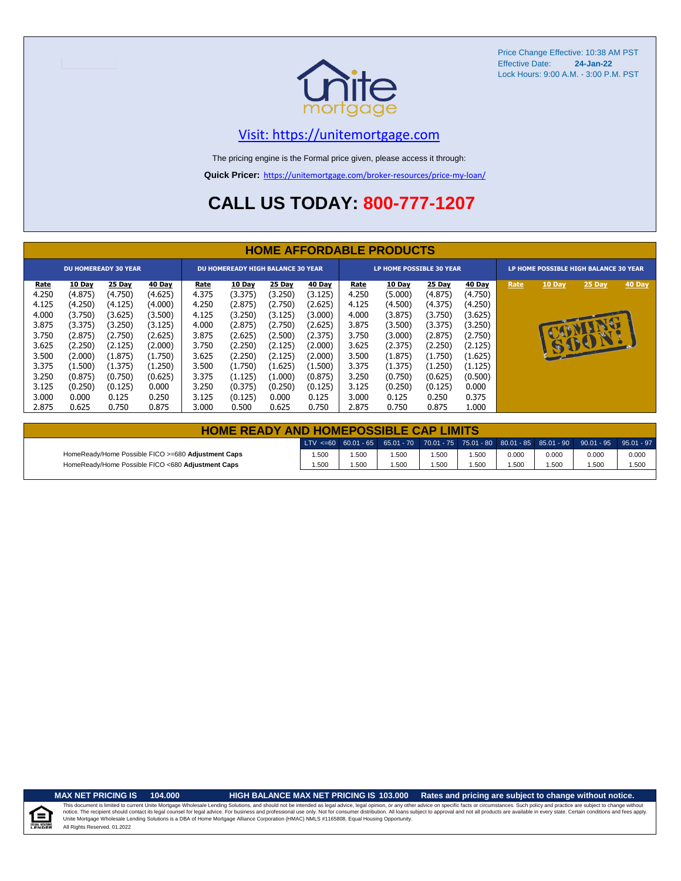Price Change Effective: 10:38 AM PST
Effective Date: **24-Jan-22**
Lock Hours: 9:00 A.M. - 3:00 P.M. PST

Visit: https://unitemortgage.com

The pricing engine is the Formal price given, please access it through:

**Quick Pricer:** https://unitemortgage.com/broker-resources/price-my-loan/

# CALL US TODAY: 800-777-1207

## HOME AFFORDABLE PRODUCTS

| DU HOMEREADY 30 YEAR | | | | DU HOMEREADY HIGH BALANCE 30 YEAR | | | | LP HOME POSSIBLE 30 YEAR | | | | LP HOME POSSIBLE HIGH BALANCE 30 YEAR | | | |
|---|---|---|---|---|---|---|---|---|---|---|---|---|---|---|---|
| Rate | 10 Day | 25 Day | 40 Day | Rate | 10 Day | 25 Day | 40 Day | Rate | 10 Day | 25 Day | 40 Day | Rate | 10 Day | 25 Day | 40 Day |
| 4.250 | (4.875) | (4.750) | (4.625) | 4.375 | (3.375) | (3.250) | (3.125) | 4.250 | (5.000) | (4.875) | (4.750) | | | | |
| 4.125 | (4.250) | (4.125) | (4.000) | 4.250 | (2.875) | (2.750) | (2.625) | 4.125 | (4.500) | (4.375) | (4.250) | | | | |
| 4.000 | (3.750) | (3.625) | (3.500) | 4.125 | (3.250) | (3.125) | (3.000) | 4.000 | (3.875) | (3.750) | (3.625) | | COMING SOON! | | |
| 3.875 | (3.375) | (3.250) | (3.125) | 4.000 | (2.875) | (2.750) | (2.625) | 3.875 | (3.500) | (3.375) | (3.250) | | | | |
| 3.750 | (2.875) | (2.750) | (2.625) | 3.875 | (2.625) | (2.500) | (2.375) | 3.750 | (3.000) | (2.875) | (2.750) | | | | |
| 3.625 | (2.250) | (2.125) | (2.000) | 3.750 | (2.250) | (2.125) | (2.000) | 3.625 | (2.375) | (2.250) | (2.125) | | | | |
| 3.500 | (2.000) | (1.875) | (1.750) | 3.625 | (2.250) | (2.125) | (2.000) | 3.500 | (1.875) | (1.750) | (1.625) | | | | |
| 3.375 | (1.500) | (1.375) | (1.250) | 3.500 | (1.750) | (1.625) | (1.500) | 3.375 | (1.375) | (1.250) | (1.125) | | | | |
| 3.250 | (0.875) | (0.750) | (0.625) | 3.375 | (1.125) | (1.000) | (0.875) | 3.250 | (0.750) | (0.625) | (0.500) | | | | |
| 3.125 | (0.250) | (0.125) | 0.000 | 3.250 | (0.375) | (0.250) | (0.125) | 3.125 | (0.250) | (0.125) | 0.000 | | | | |
| 3.000 | 0.000 | 0.125 | 0.250 | 3.125 | (0.125) | 0.000 | 0.125 | 3.000 | 0.125 | 0.250 | 0.375 | | | | |
| 2.875 | 0.625 | 0.750 | 0.875 | 3.000 | 0.500 | 0.625 | 0.750 | 2.875 | 0.750 | 0.875 | 1.000 | | | | |

## HOME READY AND HOMEPOSSIBLE CAP LIMITS

| | LTV <=60 | 60.01 - 65 | 65.01 - 70 | 70.01 - 75 | 75.01 - 80 | 80.01 - 85 | 85.01 - 90 | 90.01 - 95 | 95.01 - 97 |
|---|---|---|---|---|---|---|---|---|---|
| HomeReady/Home Possible FICO >=680 **Adjustment Caps** | 1.500 | 1.500 | 1.500 | 1.500 | 1.500 | 0.000 | 0.000 | 0.000 | 0.000 |
| HomeReady/Home Possible FICO <680 **Adjustment Caps** | 1.500 | 1.500 | 1.500 | 1.500 | 1.500 | 1.500 | 1.500 | 1.500 | 1.500 |

**MAX NET PRICING IS 104.000** **HIGH BALANCE MAX NET PRICING IS 103.000** **Rates and pricing are subject to change without notice.**

This document is limited to current Unite Mortgage Wholesale Lending Solutions, and should not be intended as legal advice, legal opinion, or any other advice on specific facts or circumstances. Such policy and practice are subject to change without notice. The recipient should contact its legal counsel for legal advice. For business and professional use only. Not for consumer distribution. All loans subject to approval and not all products are available in every state. Certain conditions and fees apply. Unite Mortgage Wholesale Lending Solutions is a DBA of Home Mortgage Alliance Corporation (HMAC) NMLS #1165808. Equal Housing Opportunity.
All Rights Reserved. 01.2022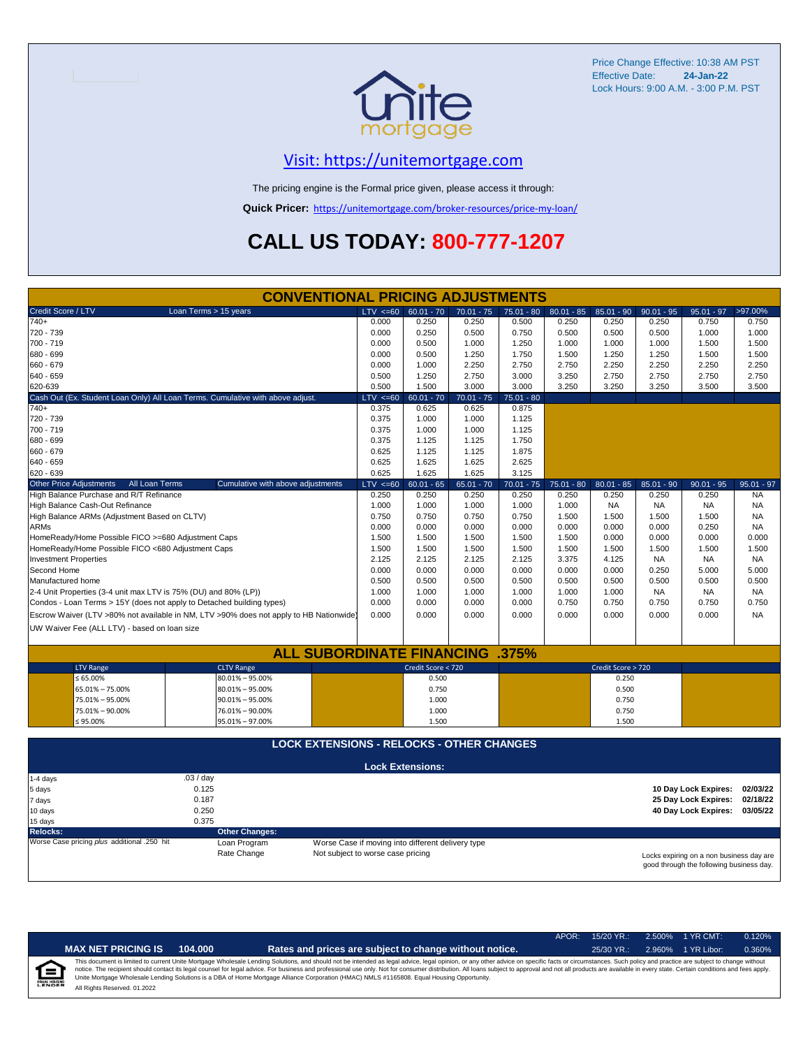Price Change Effective: 10:38 AM PST
Effective Date: **24-Jan-22**
Lock Hours: 9:00 A.M. - 3:00 P.M. PST

## Visit: https://unitemortgage.com

The pricing engine is the Formal price given, please access it through:

**Quick Pricer:** https://unitemortgage.com/broker-resources/price-my-loan/

# CALL US TODAY: 800-777-1207

## CONVENTIONAL PRICING ADJUSTMENTS

| Credit Score / LTV — Loan Terms > 15 years | LTV <=60 | 60.01 - 70 | 70.01 - 75 | 75.01 - 80 | 80.01 - 85 | 85.01 - 90 | 90.01 - 95 | 95.01 - 97 | >97.00% |
|---|---|---|---|---|---|---|---|---|---|
| 740+ | 0.000 | 0.250 | 0.250 | 0.500 | 0.250 | 0.250 | 0.250 | 0.750 | 0.750 |
| 720 - 739 | 0.000 | 0.250 | 0.500 | 0.750 | 0.500 | 0.500 | 0.500 | 1.000 | 1.000 |
| 700 - 719 | 0.000 | 0.500 | 1.000 | 1.250 | 1.000 | 1.000 | 1.000 | 1.500 | 1.500 |
| 680 - 699 | 0.000 | 0.500 | 1.250 | 1.750 | 1.500 | 1.250 | 1.250 | 1.500 | 1.500 |
| 660 - 679 | 0.000 | 1.000 | 2.250 | 2.750 | 2.750 | 2.250 | 2.250 | 2.250 | 2.250 |
| 640 - 659 | 0.500 | 1.250 | 2.750 | 3.000 | 3.250 | 2.750 | 2.750 | 2.750 | 2.750 |
| 620-639 | 0.500 | 1.500 | 3.000 | 3.000 | 3.250 | 3.250 | 3.250 | 3.500 | 3.500 |

| Cash Out (Ex. Student Loan Only) All Loan Terms. Cumulative with above adjust. | LTV <=60 | 60.01 - 70 | 70.01 - 75 | 75.01 - 80 |
|---|---|---|---|---|
| 740+ | 0.375 | 0.625 | 0.625 | 0.875 |
| 720 - 739 | 0.375 | 1.000 | 1.000 | 1.125 |
| 700 - 719 | 0.375 | 1.000 | 1.000 | 1.125 |
| 680 - 699 | 0.375 | 1.125 | 1.125 | 1.750 |
| 660 - 679 | 0.625 | 1.125 | 1.125 | 1.875 |
| 640 - 659 | 0.625 | 1.625 | 1.625 | 2.625 |
| 620 - 639 | 0.625 | 1.625 | 1.625 | 3.125 |

| Other Price Adjustments — All Loan Terms — Cumulative with above adjustments | LTV <=60 | 60.01 - 65 | 65.01 - 70 | 70.01 - 75 | 75.01 - 80 | 80.01 - 85 | 85.01 - 90 | 90.01 - 95 | 95.01 - 97 |
|---|---|---|---|---|---|---|---|---|---|
| High Balance Purchase and R/T Refinance | 0.250 | 0.250 | 0.250 | 0.250 | 0.250 | 0.250 | 0.250 | 0.250 | NA |
| High Balance Cash-Out Refinance | 1.000 | 1.000 | 1.000 | 1.000 | 1.000 | NA | NA | NA | NA |
| High Balance ARMs (Adjustment Based on CLTV) | 0.750 | 0.750 | 0.750 | 0.750 | 1.500 | 1.500 | 1.500 | 1.500 | NA |
| ARMs | 0.000 | 0.000 | 0.000 | 0.000 | 0.000 | 0.000 | 0.000 | 0.250 | NA |
| HomeReady/Home Possible FICO >=680 Adjustment Caps | 1.500 | 1.500 | 1.500 | 1.500 | 1.500 | 0.000 | 0.000 | 0.000 | 0.000 |
| HomeReady/Home Possible FICO <680 Adjustment Caps | 1.500 | 1.500 | 1.500 | 1.500 | 1.500 | 1.500 | 1.500 | 1.500 | 1.500 |
| Investment Properties | 2.125 | 2.125 | 2.125 | 2.125 | 3.375 | 4.125 | NA | NA | NA |
| Second Home | 0.000 | 0.000 | 0.000 | 0.000 | 0.000 | 0.000 | 0.250 | 5.000 | 5.000 |
| Manufactured home | 0.500 | 0.500 | 0.500 | 0.500 | 0.500 | 0.500 | 0.500 | 0.500 | 0.500 |
| 2-4 Unit Properties (3-4 unit max LTV is 75% (DU) and 80% (LP)) | 1.000 | 1.000 | 1.000 | 1.000 | 1.000 | 1.000 | NA | NA | NA |
| Condos - Loan Terms > 15Y (does not apply to Detached building types) | 0.000 | 0.000 | 0.000 | 0.000 | 0.750 | 0.750 | 0.750 | 0.750 | 0.750 |
| Escrow Waiver (LTV >80% not available in NM, LTV >90% does not apply to HB Nationwide) | 0.000 | 0.000 | 0.000 | 0.000 | 0.000 | 0.000 | 0.000 | 0.000 | NA |
| UW Waiver Fee (ALL LTV) - based on loan size | | | | | | | | | |

## ALL SUBORDINATE FINANCING .375%

| LTV Range | CLTV Range | Credit Score < 720 | Credit Score > 720 |
|---|---|---|---|
| ≤ 65.00% | 80.01% – 95.00% | 0.500 | 0.250 |
| 65.01% – 75.00% | 80.01% – 95.00% | 0.750 | 0.500 |
| 75.01% – 95.00% | 90.01% – 95.00% | 1.000 | 0.750 |
| 75.01% – 90.00% | 76.01% – 90.00% | 1.000 | 0.750 |
| ≤ 95.00% | 95.01% – 97.00% | 1.500 | 1.500 |

## LOCK EXTENSIONS - RELOCKS - OTHER CHANGES

**Lock Extensions:**

| Days | Cost |
|---|---|
| 1-4 days | .03 / day |
| 5 days | 0.125 |
| 7 days | 0.187 |
| 10 days | 0.250 |
| 15 days | 0.375 |

**10 Day Lock Expires: 02/03/22**
**25 Day Lock Expires: 02/18/22**
**40 Day Lock Expires: 03/05/22**

**Relocks:**
Worse Case pricing *plus* additional .250 hit

**Other Changes:**

| | |
|---|---|
| Loan Program | Worse Case if moving into different delivery type |
| Rate Change | Not subject to worse case pricing |

Locks expiring on a non business day are good through the following business day.

**MAX NET PRICING IS 104.000** — **Rates and prices are subject to change without notice.**

APOR: 15/20 YR.: 2.500% 1 YR CMT: 0.120%
25/30 YR.: 2.960% 1 YR Libor: 0.360%

This document is limited to current Unite Mortgage Wholesale Lending Solutions, and should not be intended as legal advice, legal opinion, or any other advice on specific facts or circumstances. Such policy and practice are subject to change without notice. The recipient should contact its legal counsel for legal advice. For business and professional use only. Not for consumer distribution. All loans subject to approval and not all products are available in every state. Certain conditions and fees apply. Unite Mortgage Wholesale Lending Solutions is a DBA of Home Mortgage Alliance Corporation (HMAC) NMLS #1165808. Equal Housing Opportunity.
All Rights Reserved. 01.2022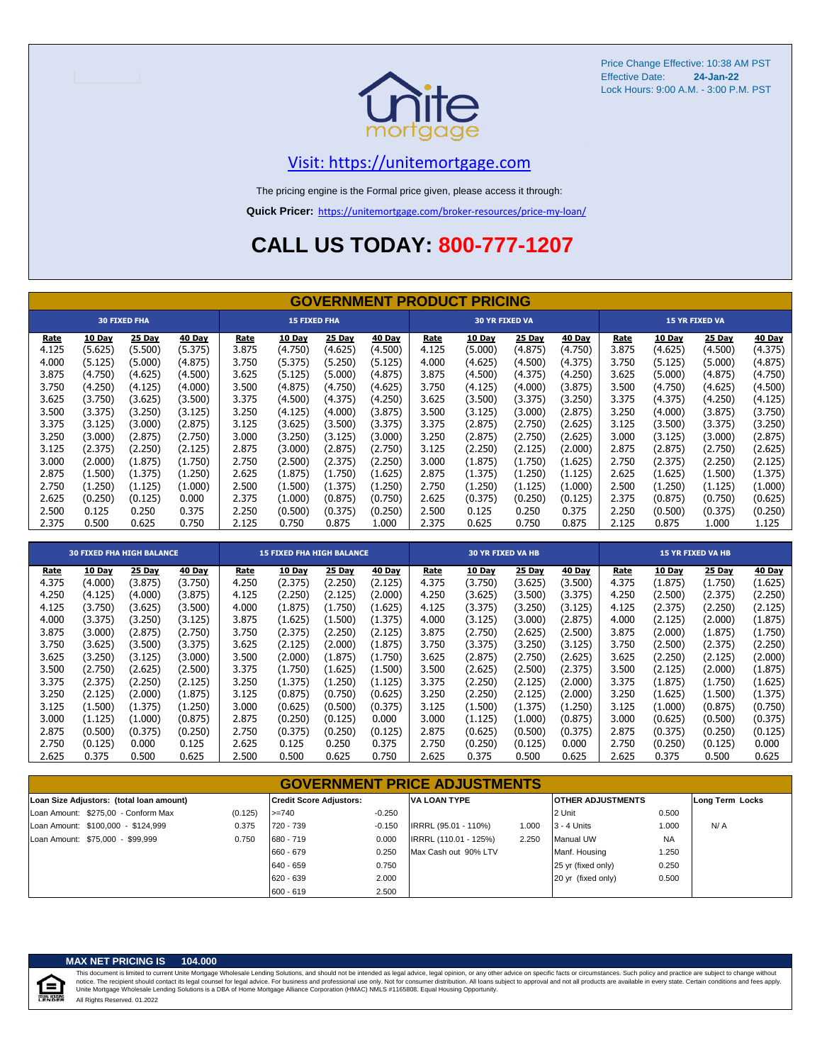Price Change Effective: 10:38 AM PST
Effective Date: **24-Jan-22**
Lock Hours: 9:00 A.M. - 3:00 P.M. PST

unite mortgage

[Visit: https://unitemortgage.com](https://unitemortgage.com)

The pricing engine is the Formal price given, please access it through:

**Quick Pricer:** https://unitemortgage.com/broker-resources/price-my-loan/

# CALL US TODAY: 800-777-1207

## GOVERNMENT PRODUCT PRICING

| 30 FIXED FHA | | | | 15 FIXED FHA | | | | 30 YR FIXED VA | | | | 15 YR FIXED VA | | | |
|---|---|---|---|---|---|---|---|---|---|---|---|---|---|---|---|
| Rate | 10 Day | 25 Day | 40 Day | Rate | 10 Day | 25 Day | 40 Day | Rate | 10 Day | 25 Day | 40 Day | Rate | 10 Day | 25 Day | 40 Day |
| 4.125 | (5.625) | (5.500) | (5.375) | 3.875 | (4.750) | (4.625) | (4.500) | 4.125 | (5.000) | (4.875) | (4.750) | 3.875 | (4.625) | (4.500) | (4.375) |
| 4.000 | (5.125) | (5.000) | (4.875) | 3.750 | (5.375) | (5.250) | (5.125) | 4.000 | (4.625) | (4.500) | (4.375) | 3.750 | (5.125) | (5.000) | (4.875) |
| 3.875 | (4.750) | (4.625) | (4.500) | 3.625 | (5.125) | (5.000) | (4.875) | 3.875 | (4.500) | (4.375) | (4.250) | 3.625 | (5.000) | (4.875) | (4.750) |
| 3.750 | (4.250) | (4.125) | (4.000) | 3.500 | (4.875) | (4.750) | (4.625) | 3.750 | (4.125) | (4.000) | (3.875) | 3.500 | (4.750) | (4.625) | (4.500) |
| 3.625 | (3.750) | (3.625) | (3.500) | 3.375 | (4.500) | (4.375) | (4.250) | 3.625 | (3.500) | (3.375) | (3.250) | 3.375 | (4.375) | (4.250) | (4.125) |
| 3.500 | (3.375) | (3.250) | (3.125) | 3.250 | (4.125) | (4.000) | (3.875) | 3.500 | (3.125) | (3.000) | (2.875) | 3.250 | (4.000) | (3.875) | (3.750) |
| 3.375 | (3.125) | (3.000) | (2.875) | 3.125 | (3.625) | (3.500) | (3.375) | 3.375 | (2.875) | (2.750) | (2.625) | 3.125 | (3.500) | (3.375) | (3.250) |
| 3.250 | (3.000) | (2.875) | (2.750) | 3.000 | (3.250) | (3.125) | (3.000) | 3.250 | (2.875) | (2.750) | (2.625) | 3.000 | (3.125) | (3.000) | (2.875) |
| 3.125 | (2.375) | (2.250) | (2.125) | 2.875 | (3.000) | (2.875) | (2.750) | 3.125 | (2.250) | (2.125) | (2.000) | 2.875 | (2.875) | (2.750) | (2.625) |
| 3.000 | (2.000) | (1.875) | (1.750) | 2.750 | (2.500) | (2.375) | (2.250) | 3.000 | (1.875) | (1.750) | (1.625) | 2.750 | (2.375) | (2.250) | (2.125) |
| 2.875 | (1.500) | (1.375) | (1.250) | 2.625 | (1.875) | (1.750) | (1.625) | 2.875 | (1.375) | (1.250) | (1.125) | 2.625 | (1.625) | (1.500) | (1.375) |
| 2.750 | (1.250) | (1.125) | (1.000) | 2.500 | (1.500) | (1.375) | (1.250) | 2.750 | (1.250) | (1.125) | (1.000) | 2.500 | (1.250) | (1.125) | (1.000) |
| 2.625 | (0.250) | (0.125) | 0.000 | 2.375 | (1.000) | (0.875) | (0.750) | 2.625 | (0.375) | (0.250) | (0.125) | 2.375 | (0.875) | (0.750) | (0.625) |
| 2.500 | 0.125 | 0.250 | 0.375 | 2.250 | (0.500) | (0.375) | (0.250) | 2.500 | 0.125 | 0.250 | 0.375 | 2.250 | (0.500) | (0.375) | (0.250) |
| 2.375 | 0.500 | 0.625 | 0.750 | 2.125 | 0.750 | 0.875 | 1.000 | 2.375 | 0.625 | 0.750 | 0.875 | 2.125 | 0.875 | 1.000 | 1.125 |

| 30 FIXED FHA HIGH BALANCE | | | | 15 FIXED FHA HIGH BALANCE | | | | 30 YR FIXED VA HB | | | | 15 YR FIXED VA HB | | | |
|---|---|---|---|---|---|---|---|---|---|---|---|---|---|---|---|
| Rate | 10 Day | 25 Day | 40 Day | Rate | 10 Day | 25 Day | 40 Day | Rate | 10 Day | 25 Day | 40 Day | Rate | 10 Day | 25 Day | 40 Day |
| 4.375 | (4.000) | (3.875) | (3.750) | 4.250 | (2.375) | (2.250) | (2.125) | 4.375 | (3.750) | (3.625) | (3.500) | 4.375 | (1.875) | (1.750) | (1.625) |
| 4.250 | (4.125) | (4.000) | (3.875) | 4.125 | (2.250) | (2.125) | (2.000) | 4.250 | (3.625) | (3.500) | (3.375) | 4.250 | (2.500) | (2.375) | (2.250) |
| 4.125 | (3.750) | (3.625) | (3.500) | 4.000 | (1.875) | (1.750) | (1.625) | 4.125 | (3.375) | (3.250) | (3.125) | 4.125 | (2.375) | (2.250) | (2.125) |
| 4.000 | (3.375) | (3.250) | (3.125) | 3.875 | (1.625) | (1.500) | (1.375) | 4.000 | (3.125) | (3.000) | (2.875) | 4.000 | (2.125) | (2.000) | (1.875) |
| 3.875 | (3.000) | (2.875) | (2.750) | 3.750 | (2.375) | (2.250) | (2.125) | 3.875 | (2.750) | (2.625) | (2.500) | 3.875 | (2.000) | (1.875) | (1.750) |
| 3.750 | (3.625) | (3.500) | (3.375) | 3.625 | (2.125) | (2.000) | (1.875) | 3.750 | (3.375) | (3.250) | (3.125) | 3.750 | (2.500) | (2.375) | (2.250) |
| 3.625 | (3.250) | (3.125) | (3.000) | 3.500 | (2.000) | (1.875) | (1.750) | 3.625 | (2.875) | (2.750) | (2.625) | 3.625 | (2.250) | (2.125) | (2.000) |
| 3.500 | (2.750) | (2.625) | (2.500) | 3.375 | (1.750) | (1.625) | (1.500) | 3.500 | (2.625) | (2.500) | (2.375) | 3.500 | (2.125) | (2.000) | (1.875) |
| 3.375 | (2.375) | (2.250) | (2.125) | 3.250 | (1.375) | (1.250) | (1.125) | 3.375 | (2.250) | (2.125) | (2.000) | 3.375 | (1.875) | (1.750) | (1.625) |
| 3.250 | (2.125) | (2.000) | (1.875) | 3.125 | (0.875) | (0.750) | (0.625) | 3.250 | (2.250) | (2.125) | (2.000) | 3.250 | (1.625) | (1.500) | (1.375) |
| 3.125 | (1.500) | (1.375) | (1.250) | 3.000 | (0.625) | (0.500) | (0.375) | 3.125 | (1.500) | (1.375) | (1.250) | 3.125 | (1.000) | (0.875) | (0.750) |
| 3.000 | (1.125) | (1.000) | (0.875) | 2.875 | (0.250) | (0.125) | 0.000 | 3.000 | (1.125) | (1.000) | (0.875) | 3.000 | (0.625) | (0.500) | (0.375) |
| 2.875 | (0.500) | (0.375) | (0.250) | 2.750 | (0.375) | (0.250) | (0.125) | 2.875 | (0.625) | (0.500) | (0.375) | 2.875 | (0.375) | (0.250) | (0.125) |
| 2.750 | (0.125) | 0.000 | 0.125 | 2.625 | 0.125 | 0.250 | 0.375 | 2.750 | (0.250) | (0.125) | 0.000 | 2.750 | (0.250) | (0.125) | 0.000 |
| 2.625 | 0.375 | 0.500 | 0.625 | 2.500 | 0.500 | 0.625 | 0.750 | 2.625 | 0.375 | 0.500 | 0.625 | 2.625 | 0.375 | 0.500 | 0.625 |

## GOVERNMENT PRICE ADJUSTMENTS

| Loan Size Adjustors: (total loan amount) | | Credit Score Adjustors: | | VA LOAN TYPE | | OTHER ADJUSTMENTS | | Long Term Locks |
|---|---|---|---|---|---|---|---|---|
| Loan Amount: $275,000 - Conform Max | (0.125) | >=740 | -0.250 | | | 2 Unit | 0.500 | |
| Loan Amount: $100,000 - $124,999 | 0.375 | 720 - 739 | -0.150 | IRRRL (95.01 - 110%) | 1.000 | 3 - 4 Units | 1.000 | N/ A |
| Loan Amount: $75,000 - $99,999 | 0.750 | 680 - 719 | 0.000 | IRRRL (110.01 - 125%) | 2.250 | Manual UW | NA | |
| | | 660 - 679 | 0.250 | Max Cash out 90% LTV | | Manf. Housing | 1.250 | |
| | | 640 - 659 | 0.750 | | | 25 yr (fixed only) | 0.250 | |
| | | 620 - 639 | 2.000 | | | 20 yr (fixed only) | 0.500 | |
| | | 600 - 619 | 2.500 | | | | | |

**MAX NET PRICING IS 104.000**

This document is limited to current Unite Mortgage Wholesale Lending Solutions, and should not be intended as legal advice, legal opinion, or any other advice on specific facts or circumstances. Such policy and practice are subject to change without notice. The recipient should contact its legal counsel for legal advice. For business and professional use only. Not for consumer distribution. All loans subject to approval and not all products are available in every state. Certain conditions and fees apply. Unite Mortgage Wholesale Lending Solutions is a DBA of Home Mortgage Alliance Corporation (HMAC) NMLS #1165808. Equal Housing Opportunity.

All Rights Reserved. 01.2022